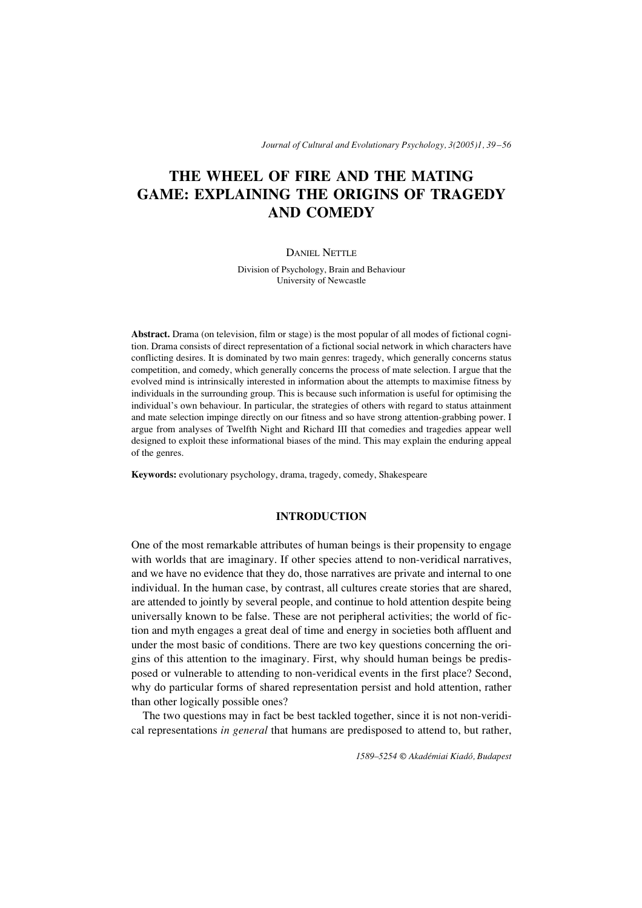# THE WHEEL OF FIRE AND THE MATING GAME: EXPLAINING THE ORIGINS OF TRAGEDY AND COMEDY

DANIEL NETTLE

Division of Psychology, Brain and Behaviour
University of Newcastle

**Abstract.** Drama (on television, film or stage) is the most popular of all modes of fictional cognition. Drama consists of direct representation of a fictional social network in which characters have conflicting desires. It is dominated by two main genres: tragedy, which generally concerns status competition, and comedy, which generally concerns the process of mate selection. I argue that the evolved mind is intrinsically interested in information about the attempts to maximise fitness by individuals in the surrounding group. This is because such information is useful for optimising the individual's own behaviour. In particular, the strategies of others with regard to status attainment and mate selection impinge directly on our fitness and so have strong attention-grabbing power. I argue from analyses of Twelfth Night and Richard III that comedies and tragedies appear well designed to exploit these informational biases of the mind. This may explain the enduring appeal of the genres.

**Keywords:** evolutionary psychology, drama, tragedy, comedy, Shakespeare

## INTRODUCTION

One of the most remarkable attributes of human beings is their propensity to engage with worlds that are imaginary. If other species attend to non-veridical narratives, and we have no evidence that they do, those narratives are private and internal to one individual. In the human case, by contrast, all cultures create stories that are shared, are attended to jointly by several people, and continue to hold attention despite being universally known to be false. These are not peripheral activities; the world of fiction and myth engages a great deal of time and energy in societies both affluent and under the most basic of conditions. There are two key questions concerning the origins of this attention to the imaginary. First, why should human beings be predisposed or vulnerable to attending to non-veridical events in the first place? Second, why do particular forms of shared representation persist and hold attention, rather than other logically possible ones?

The two questions may in fact be best tackled together, since it is not non-veridical representations *in general* that humans are predisposed to attend to, but rather,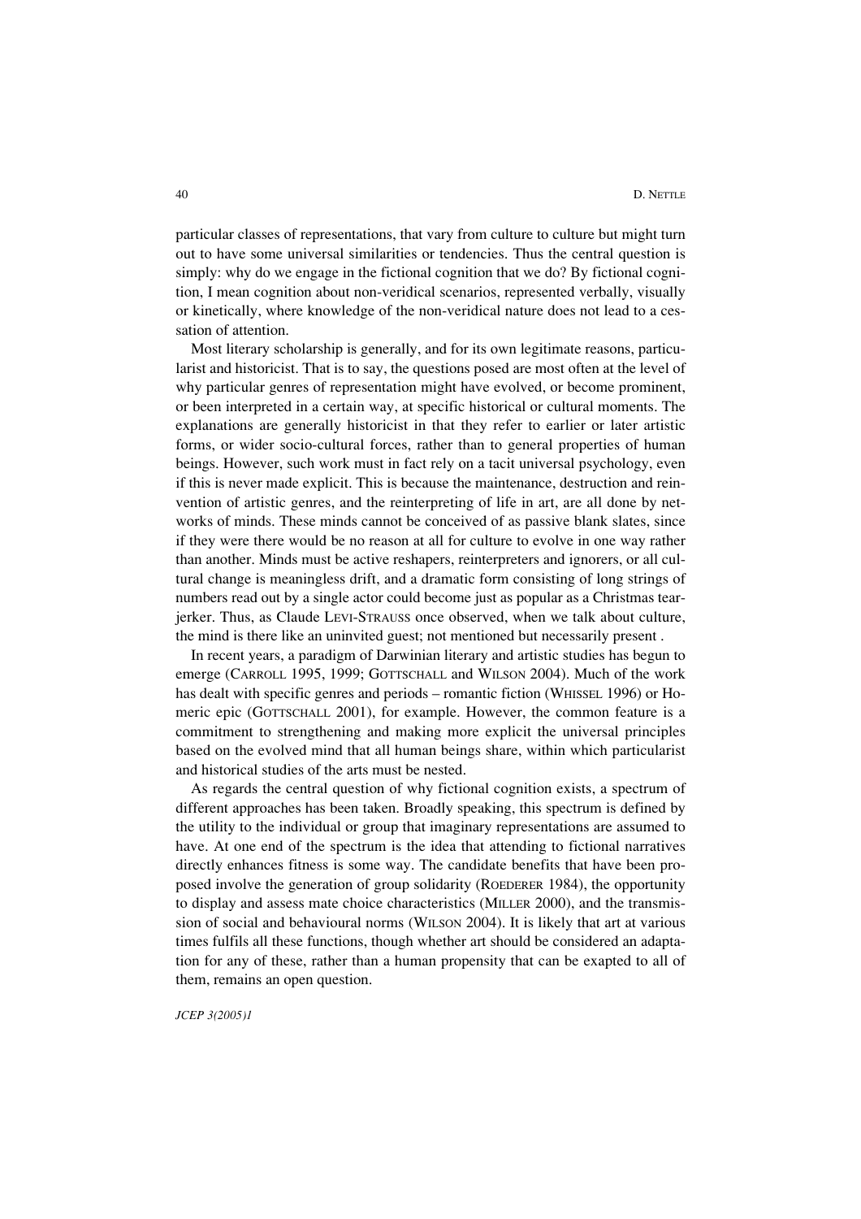particular classes of representations, that vary from culture to culture but might turn out to have some universal similarities or tendencies. Thus the central question is simply: why do we engage in the fictional cognition that we do? By fictional cognition, I mean cognition about non-veridical scenarios, represented verbally, visually or kinetically, where knowledge of the non-veridical nature does not lead to a cessation of attention.

Most literary scholarship is generally, and for its own legitimate reasons, particularist and historicist. That is to say, the questions posed are most often at the level of why particular genres of representation might have evolved, or become prominent, or been interpreted in a certain way, at specific historical or cultural moments. The explanations are generally historicist in that they refer to earlier or later artistic forms, or wider socio-cultural forces, rather than to general properties of human beings. However, such work must in fact rely on a tacit universal psychology, even if this is never made explicit. This is because the maintenance, destruction and reinvention of artistic genres, and the reinterpreting of life in art, are all done by networks of minds. These minds cannot be conceived of as passive blank slates, since if they were there would be no reason at all for culture to evolve in one way rather than another. Minds must be active reshapers, reinterpreters and ignorers, or all cultural change is meaningless drift, and a dramatic form consisting of long strings of numbers read out by a single actor could become just as popular as a Christmas tearjerker. Thus, as Claude LEVI-STRAUSS once observed, when we talk about culture, the mind is there like an uninvited guest; not mentioned but necessarily present .

In recent years, a paradigm of Darwinian literary and artistic studies has begun to emerge (CARROLL 1995, 1999; GOTTSCHALL and WILSON 2004). Much of the work has dealt with specific genres and periods – romantic fiction (WHISSEL 1996) or Homeric epic (GOTTSCHALL 2001), for example. However, the common feature is a commitment to strengthening and making more explicit the universal principles based on the evolved mind that all human beings share, within which particularist and historical studies of the arts must be nested.

As regards the central question of why fictional cognition exists, a spectrum of different approaches has been taken. Broadly speaking, this spectrum is defined by the utility to the individual or group that imaginary representations are assumed to have. At one end of the spectrum is the idea that attending to fictional narratives directly enhances fitness is some way. The candidate benefits that have been proposed involve the generation of group solidarity (ROEDERER 1984), the opportunity to display and assess mate choice characteristics (MILLER 2000), and the transmission of social and behavioural norms (WILSON 2004). It is likely that art at various times fulfils all these functions, though whether art should be considered an adaptation for any of these, rather than a human propensity that can be exapted to all of them, remains an open question.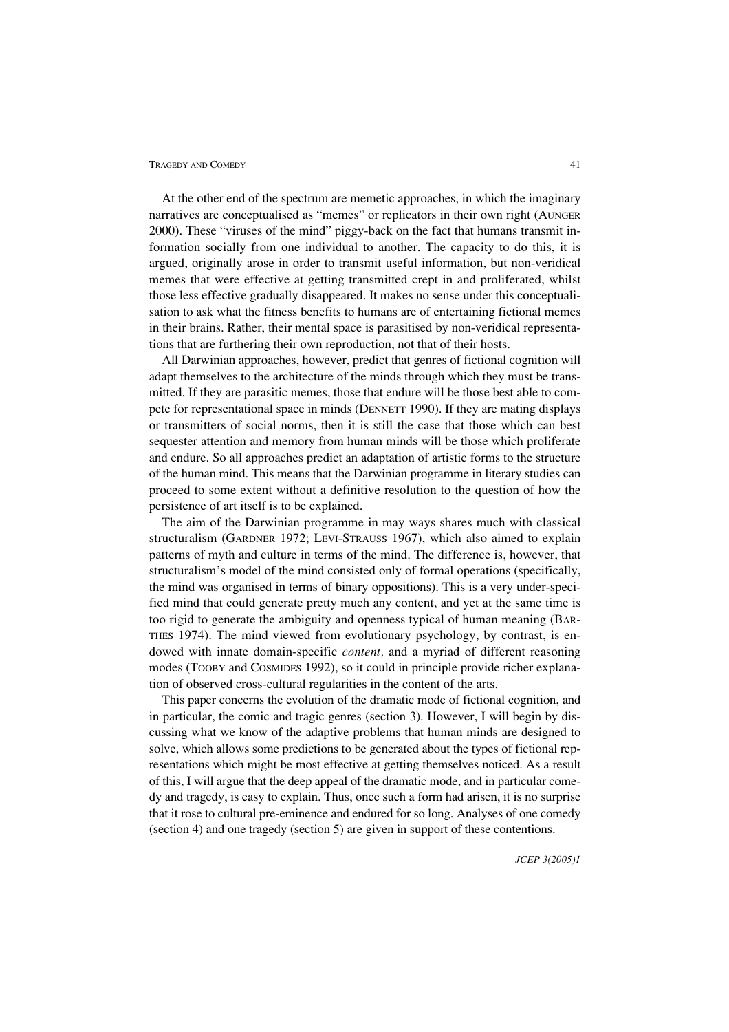At the other end of the spectrum are memetic approaches, in which the imaginary narratives are conceptualised as "memes" or replicators in their own right (AUNGER 2000). These "viruses of the mind" piggy-back on the fact that humans transmit information socially from one individual to another. The capacity to do this, it is argued, originally arose in order to transmit useful information, but non-veridical memes that were effective at getting transmitted crept in and proliferated, whilst those less effective gradually disappeared. It makes no sense under this conceptualisation to ask what the fitness benefits to humans are of entertaining fictional memes in their brains. Rather, their mental space is parasitised by non-veridical representations that are furthering their own reproduction, not that of their hosts.

All Darwinian approaches, however, predict that genres of fictional cognition will adapt themselves to the architecture of the minds through which they must be transmitted. If they are parasitic memes, those that endure will be those best able to compete for representational space in minds (DENNETT 1990). If they are mating displays or transmitters of social norms, then it is still the case that those which can best sequester attention and memory from human minds will be those which proliferate and endure. So all approaches predict an adaptation of artistic forms to the structure of the human mind. This means that the Darwinian programme in literary studies can proceed to some extent without a definitive resolution to the question of how the persistence of art itself is to be explained.

The aim of the Darwinian programme in may ways shares much with classical structuralism (GARDNER 1972; LEVI-STRAUSS 1967), which also aimed to explain patterns of myth and culture in terms of the mind. The difference is, however, that structuralism's model of the mind consisted only of formal operations (specifically, the mind was organised in terms of binary oppositions). This is a very under-specified mind that could generate pretty much any content, and yet at the same time is too rigid to generate the ambiguity and openness typical of human meaning (BARTHES 1974). The mind viewed from evolutionary psychology, by contrast, is endowed with innate domain-specific *content,* and a myriad of different reasoning modes (TOOBY and COSMIDES 1992), so it could in principle provide richer explanation of observed cross-cultural regularities in the content of the arts.

This paper concerns the evolution of the dramatic mode of fictional cognition, and in particular, the comic and tragic genres (section 3). However, I will begin by discussing what we know of the adaptive problems that human minds are designed to solve, which allows some predictions to be generated about the types of fictional representations which might be most effective at getting themselves noticed. As a result of this, I will argue that the deep appeal of the dramatic mode, and in particular comedy and tragedy, is easy to explain. Thus, once such a form had arisen, it is no surprise that it rose to cultural pre-eminence and endured for so long. Analyses of one comedy (section 4) and one tragedy (section 5) are given in support of these contentions.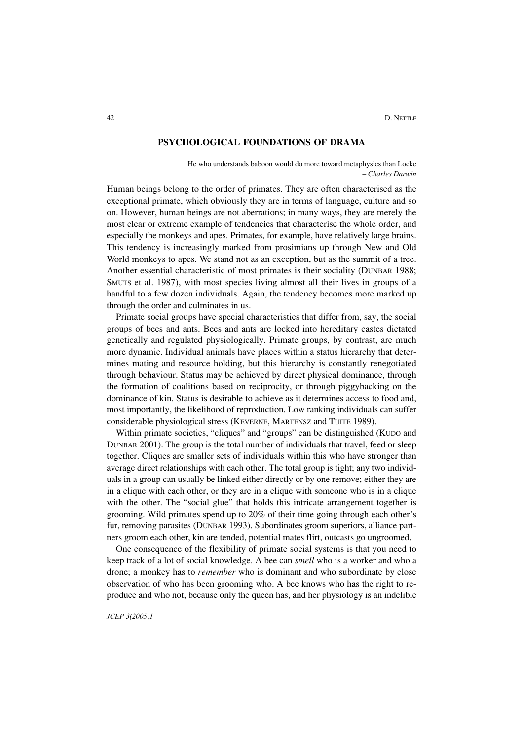## PSYCHOLOGICAL FOUNDATIONS OF DRAMA

He who understands baboon would do more toward metaphysics than Locke
– *Charles Darwin*

Human beings belong to the order of primates. They are often characterised as the exceptional primate, which obviously they are in terms of language, culture and so on. However, human beings are not aberrations; in many ways, they are merely the most clear or extreme example of tendencies that characterise the whole order, and especially the monkeys and apes. Primates, for example, have relatively large brains. This tendency is increasingly marked from prosimians up through New and Old World monkeys to apes. We stand not as an exception, but as the summit of a tree. Another essential characteristic of most primates is their sociality (DUNBAR 1988; SMUTS et al. 1987), with most species living almost all their lives in groups of a handful to a few dozen individuals. Again, the tendency becomes more marked up through the order and culminates in us.

Primate social groups have special characteristics that differ from, say, the social groups of bees and ants. Bees and ants are locked into hereditary castes dictated genetically and regulated physiologically. Primate groups, by contrast, are much more dynamic. Individual animals have places within a status hierarchy that determines mating and resource holding, but this hierarchy is constantly renegotiated through behaviour. Status may be achieved by direct physical dominance, through the formation of coalitions based on reciprocity, or through piggybacking on the dominance of kin. Status is desirable to achieve as it determines access to food and, most importantly, the likelihood of reproduction. Low ranking individuals can suffer considerable physiological stress (KEVERNE, MARTENSZ and TUITE 1989).

Within primate societies, "cliques" and "groups" can be distinguished (KUDO and DUNBAR 2001). The group is the total number of individuals that travel, feed or sleep together. Cliques are smaller sets of individuals within this who have stronger than average direct relationships with each other. The total group is tight; any two individuals in a group can usually be linked either directly or by one remove; either they are in a clique with each other, or they are in a clique with someone who is in a clique with the other. The "social glue" that holds this intricate arrangement together is grooming. Wild primates spend up to 20% of their time going through each other's fur, removing parasites (DUNBAR 1993). Subordinates groom superiors, alliance partners groom each other, kin are tended, potential mates flirt, outcasts go ungroomed.

One consequence of the flexibility of primate social systems is that you need to keep track of a lot of social knowledge. A bee can *smell* who is a worker and who a drone; a monkey has to *remember* who is dominant and who subordinate by close observation of who has been grooming who. A bee knows who has the right to reproduce and who not, because only the queen has, and her physiology is an indelible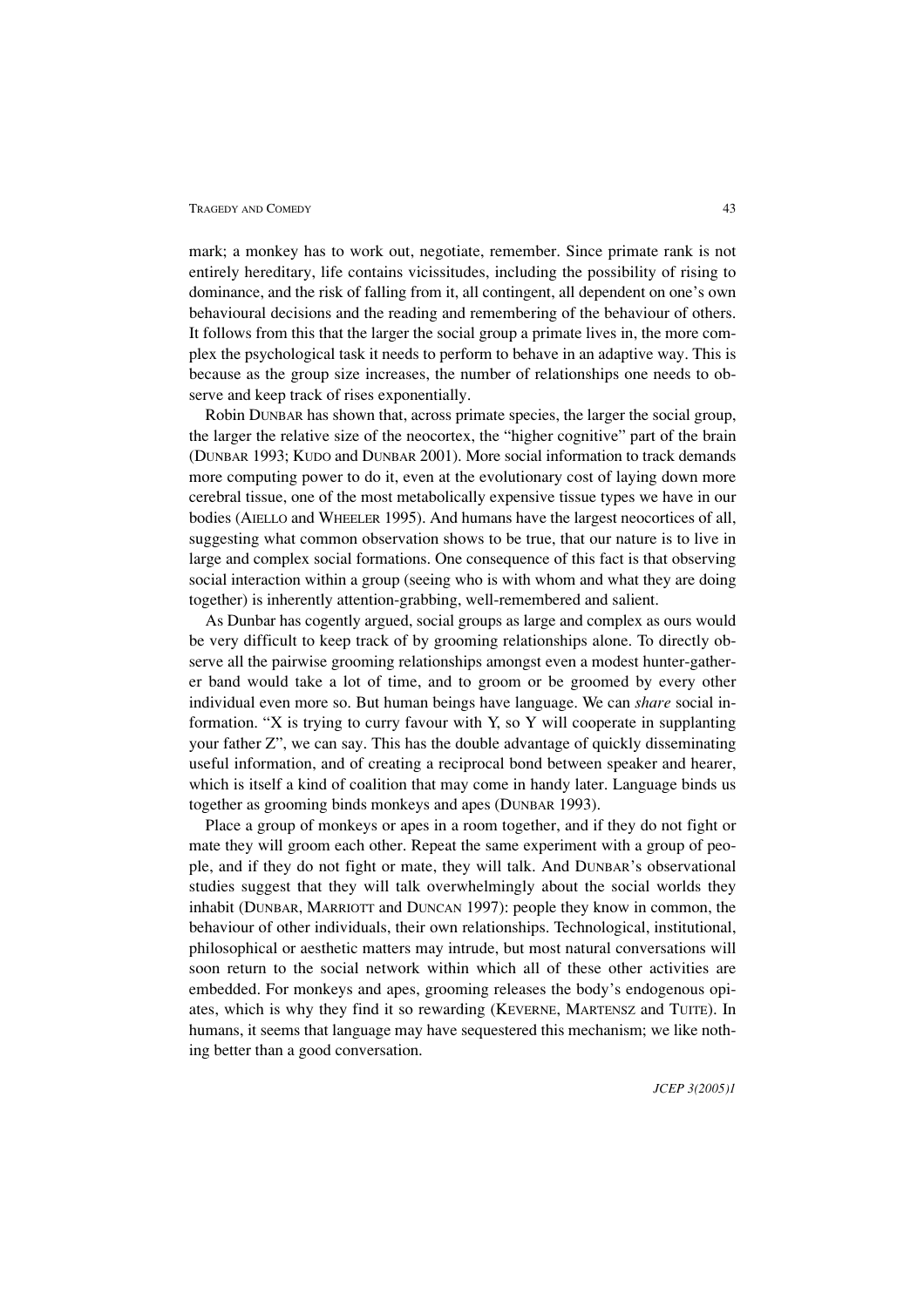mark; a monkey has to work out, negotiate, remember. Since primate rank is not entirely hereditary, life contains vicissitudes, including the possibility of rising to dominance, and the risk of falling from it, all contingent, all dependent on one's own behavioural decisions and the reading and remembering of the behaviour of others. It follows from this that the larger the social group a primate lives in, the more complex the psychological task it needs to perform to behave in an adaptive way. This is because as the group size increases, the number of relationships one needs to observe and keep track of rises exponentially.

Robin DUNBAR has shown that, across primate species, the larger the social group, the larger the relative size of the neocortex, the "higher cognitive" part of the brain (DUNBAR 1993; KUDO and DUNBAR 2001). More social information to track demands more computing power to do it, even at the evolutionary cost of laying down more cerebral tissue, one of the most metabolically expensive tissue types we have in our bodies (AIELLO and WHEELER 1995). And humans have the largest neocortices of all, suggesting what common observation shows to be true, that our nature is to live in large and complex social formations. One consequence of this fact is that observing social interaction within a group (seeing who is with whom and what they are doing together) is inherently attention-grabbing, well-remembered and salient.

As Dunbar has cogently argued, social groups as large and complex as ours would be very difficult to keep track of by grooming relationships alone. To directly observe all the pairwise grooming relationships amongst even a modest hunter-gatherer band would take a lot of time, and to groom or be groomed by every other individual even more so. But human beings have language. We can *share* social information. "X is trying to curry favour with Y, so Y will cooperate in supplanting your father Z", we can say. This has the double advantage of quickly disseminating useful information, and of creating a reciprocal bond between speaker and hearer, which is itself a kind of coalition that may come in handy later. Language binds us together as grooming binds monkeys and apes (DUNBAR 1993).

Place a group of monkeys or apes in a room together, and if they do not fight or mate they will groom each other. Repeat the same experiment with a group of people, and if they do not fight or mate, they will talk. And DUNBAR's observational studies suggest that they will talk overwhelmingly about the social worlds they inhabit (DUNBAR, MARRIOTT and DUNCAN 1997): people they know in common, the behaviour of other individuals, their own relationships. Technological, institutional, philosophical or aesthetic matters may intrude, but most natural conversations will soon return to the social network within which all of these other activities are embedded. For monkeys and apes, grooming releases the body's endogenous opiates, which is why they find it so rewarding (KEVERNE, MARTENSZ and TUITE). In humans, it seems that language may have sequestered this mechanism; we like nothing better than a good conversation.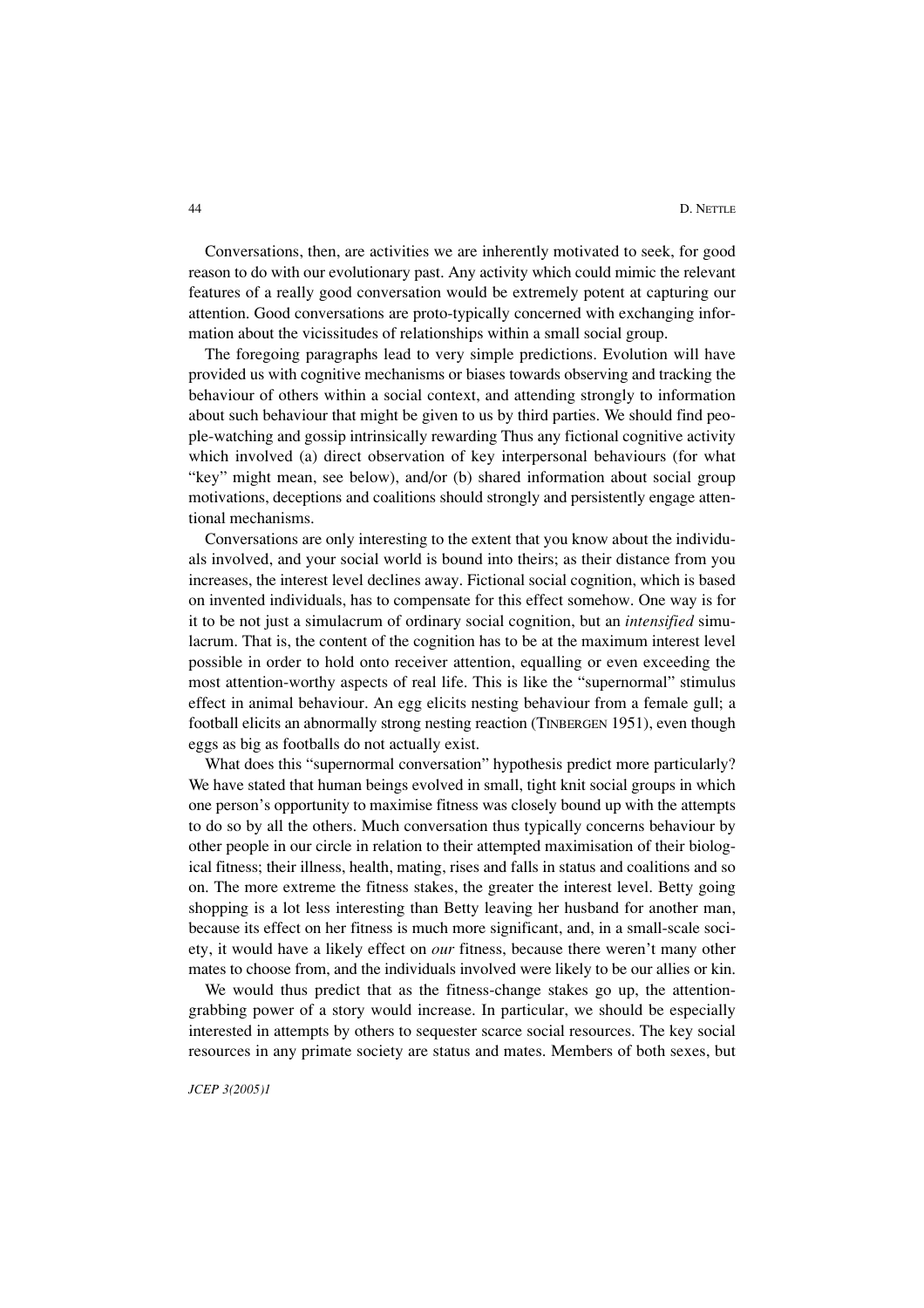Conversations, then, are activities we are inherently motivated to seek, for good reason to do with our evolutionary past. Any activity which could mimic the relevant features of a really good conversation would be extremely potent at capturing our attention. Good conversations are proto-typically concerned with exchanging information about the vicissitudes of relationships within a small social group.

The foregoing paragraphs lead to very simple predictions. Evolution will have provided us with cognitive mechanisms or biases towards observing and tracking the behaviour of others within a social context, and attending strongly to information about such behaviour that might be given to us by third parties. We should find people-watching and gossip intrinsically rewarding Thus any fictional cognitive activity which involved (a) direct observation of key interpersonal behaviours (for what "key" might mean, see below), and/or (b) shared information about social group motivations, deceptions and coalitions should strongly and persistently engage attentional mechanisms.

Conversations are only interesting to the extent that you know about the individuals involved, and your social world is bound into theirs; as their distance from you increases, the interest level declines away. Fictional social cognition, which is based on invented individuals, has to compensate for this effect somehow. One way is for it to be not just a simulacrum of ordinary social cognition, but an *intensified* simulacrum. That is, the content of the cognition has to be at the maximum interest level possible in order to hold onto receiver attention, equalling or even exceeding the most attention-worthy aspects of real life. This is like the "supernormal" stimulus effect in animal behaviour. An egg elicits nesting behaviour from a female gull; a football elicits an abnormally strong nesting reaction (TINBERGEN 1951), even though eggs as big as footballs do not actually exist.

What does this "supernormal conversation" hypothesis predict more particularly? We have stated that human beings evolved in small, tight knit social groups in which one person's opportunity to maximise fitness was closely bound up with the attempts to do so by all the others. Much conversation thus typically concerns behaviour by other people in our circle in relation to their attempted maximisation of their biological fitness; their illness, health, mating, rises and falls in status and coalitions and so on. The more extreme the fitness stakes, the greater the interest level. Betty going shopping is a lot less interesting than Betty leaving her husband for another man, because its effect on her fitness is much more significant, and, in a small-scale society, it would have a likely effect on *our* fitness, because there weren't many other mates to choose from, and the individuals involved were likely to be our allies or kin.

We would thus predict that as the fitness-change stakes go up, the attention-grabbing power of a story would increase. In particular, we should be especially interested in attempts by others to sequester scarce social resources. The key social resources in any primate society are status and mates. Members of both sexes, but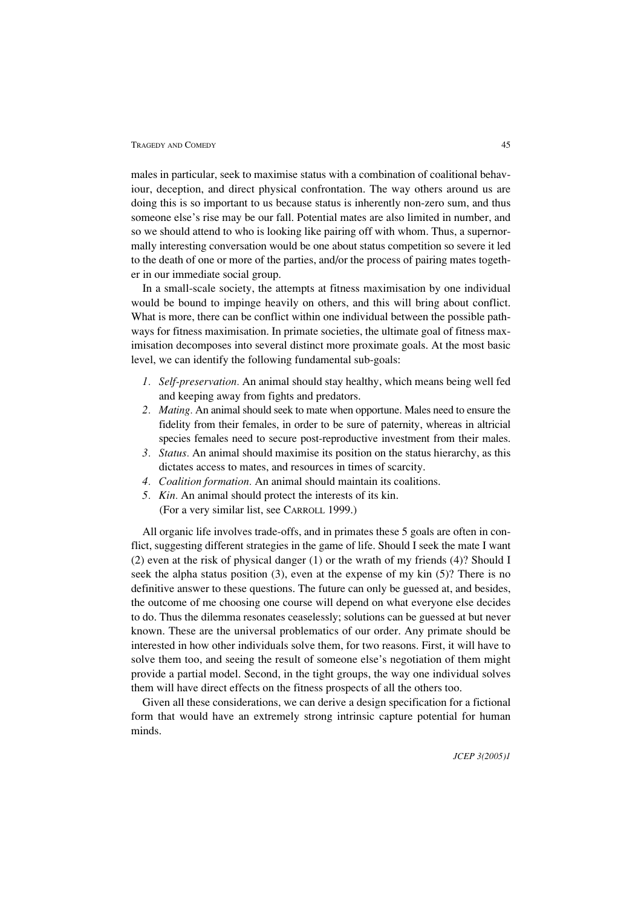males in particular, seek to maximise status with a combination of coalitional behaviour, deception, and direct physical confrontation. The way others around us are doing this is so important to us because status is inherently non-zero sum, and thus someone else's rise may be our fall. Potential mates are also limited in number, and so we should attend to who is looking like pairing off with whom. Thus, a supernormally interesting conversation would be one about status competition so severe it led to the death of one or more of the parties, and/or the process of pairing mates together in our immediate social group.

In a small-scale society, the attempts at fitness maximisation by one individual would be bound to impinge heavily on others, and this will bring about conflict. What is more, there can be conflict within one individual between the possible pathways for fitness maximisation. In primate societies, the ultimate goal of fitness maximisation decomposes into several distinct more proximate goals. At the most basic level, we can identify the following fundamental sub-goals:

1. *Self-preservation.* An animal should stay healthy, which means being well fed and keeping away from fights and predators.
2. *Mating.* An animal should seek to mate when opportune. Males need to ensure the fidelity from their females, in order to be sure of paternity, whereas in altricial species females need to secure post-reproductive investment from their males.
3. *Status.* An animal should maximise its position on the status hierarchy, as this dictates access to mates, and resources in times of scarcity.
4. *Coalition formation.* An animal should maintain its coalitions.
5. *Kin.* An animal should protect the interests of its kin.
(For a very similar list, see CARROLL 1999.)

All organic life involves trade-offs, and in primates these 5 goals are often in conflict, suggesting different strategies in the game of life. Should I seek the mate I want (2) even at the risk of physical danger (1) or the wrath of my friends (4)? Should I seek the alpha status position (3), even at the expense of my kin (5)? There is no definitive answer to these questions. The future can only be guessed at, and besides, the outcome of me choosing one course will depend on what everyone else decides to do. Thus the dilemma resonates ceaselessly; solutions can be guessed at but never known. These are the universal problematics of our order. Any primate should be interested in how other individuals solve them, for two reasons. First, it will have to solve them too, and seeing the result of someone else's negotiation of them might provide a partial model. Second, in the tight groups, the way one individual solves them will have direct effects on the fitness prospects of all the others too.

Given all these considerations, we can derive a design specification for a fictional form that would have an extremely strong intrinsic capture potential for human minds.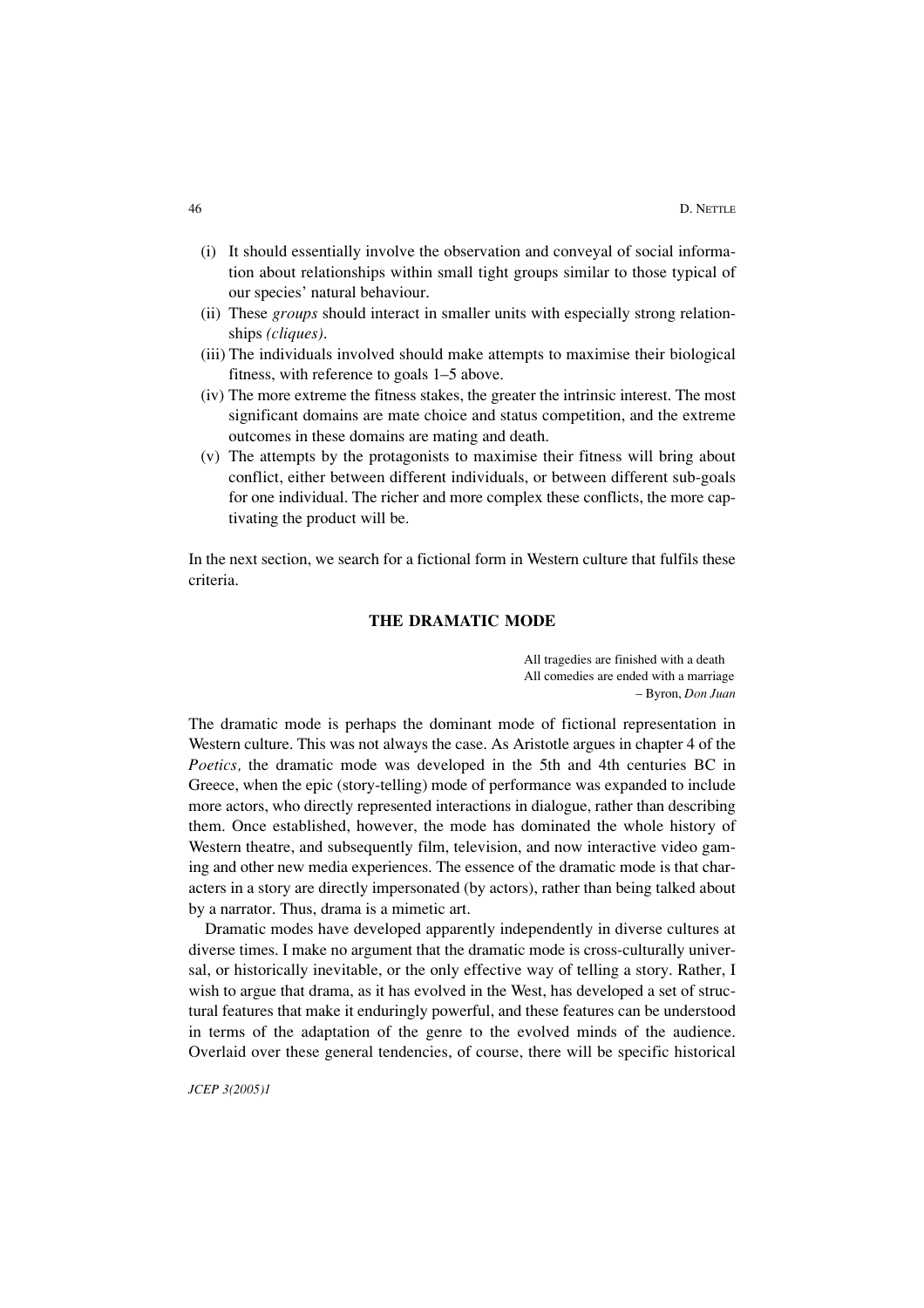(i) It should essentially involve the observation and conveyal of social information about relationships within small tight groups similar to those typical of our species' natural behaviour.
(ii) These *groups* should interact in smaller units with especially strong relationships *(cliques)*.
(iii) The individuals involved should make attempts to maximise their biological fitness, with reference to goals 1–5 above.
(iv) The more extreme the fitness stakes, the greater the intrinsic interest. The most significant domains are mate choice and status competition, and the extreme outcomes in these domains are mating and death.
(v) The attempts by the protagonists to maximise their fitness will bring about conflict, either between different individuals, or between different sub-goals for one individual. The richer and more complex these conflicts, the more captivating the product will be.

In the next section, we search for a fictional form in Western culture that fulfils these criteria.

## THE DRAMATIC MODE

> All tragedies are finished with a death
> All comedies are ended with a marriage
> – Byron, *Don Juan*

The dramatic mode is perhaps the dominant mode of fictional representation in Western culture. This was not always the case. As Aristotle argues in chapter 4 of the *Poetics,* the dramatic mode was developed in the 5th and 4th centuries BC in Greece, when the epic (story-telling) mode of performance was expanded to include more actors, who directly represented interactions in dialogue, rather than describing them. Once established, however, the mode has dominated the whole history of Western theatre, and subsequently film, television, and now interactive video gaming and other new media experiences. The essence of the dramatic mode is that characters in a story are directly impersonated (by actors), rather than being talked about by a narrator. Thus, drama is a mimetic art.

Dramatic modes have developed apparently independently in diverse cultures at diverse times. I make no argument that the dramatic mode is cross-culturally universal, or historically inevitable, or the only effective way of telling a story. Rather, I wish to argue that drama, as it has evolved in the West, has developed a set of structural features that make it enduringly powerful, and these features can be understood in terms of the adaptation of the genre to the evolved minds of the audience. Overlaid over these general tendencies, of course, there will be specific historical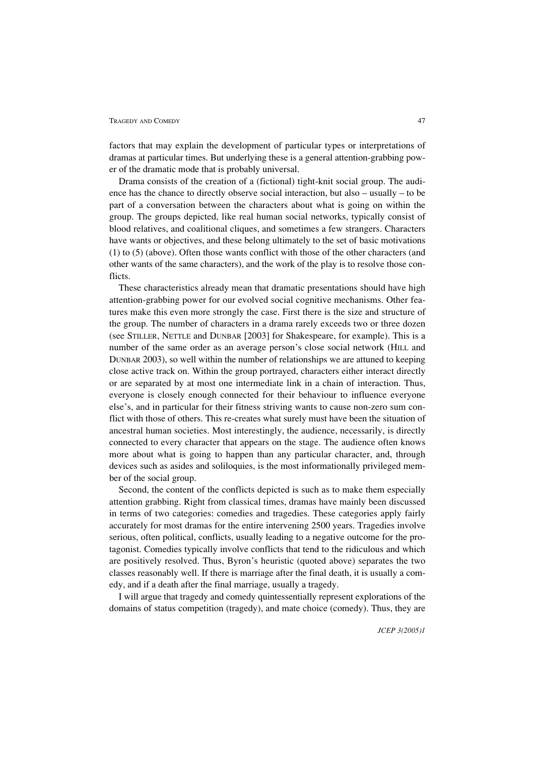factors that may explain the development of particular types or interpretations of dramas at particular times. But underlying these is a general attention-grabbing power of the dramatic mode that is probably universal.

Drama consists of the creation of a (fictional) tight-knit social group. The audience has the chance to directly observe social interaction, but also – usually – to be part of a conversation between the characters about what is going on within the group. The groups depicted, like real human social networks, typically consist of blood relatives, and coalitional cliques, and sometimes a few strangers. Characters have wants or objectives, and these belong ultimately to the set of basic motivations (1) to (5) (above). Often those wants conflict with those of the other characters (and other wants of the same characters), and the work of the play is to resolve those conflicts.

These characteristics already mean that dramatic presentations should have high attention-grabbing power for our evolved social cognitive mechanisms. Other features make this even more strongly the case. First there is the size and structure of the group. The number of characters in a drama rarely exceeds two or three dozen (see STILLER, NETTLE and DUNBAR [2003] for Shakespeare, for example). This is a number of the same order as an average person's close social network (HILL and DUNBAR 2003), so well within the number of relationships we are attuned to keeping close active track on. Within the group portrayed, characters either interact directly or are separated by at most one intermediate link in a chain of interaction. Thus, everyone is closely enough connected for their behaviour to influence everyone else's, and in particular for their fitness striving wants to cause non-zero sum conflict with those of others. This re-creates what surely must have been the situation of ancestral human societies. Most interestingly, the audience, necessarily, is directly connected to every character that appears on the stage. The audience often knows more about what is going to happen than any particular character, and, through devices such as asides and soliloquies, is the most informationally privileged member of the social group.

Second, the content of the conflicts depicted is such as to make them especially attention grabbing. Right from classical times, dramas have mainly been discussed in terms of two categories: comedies and tragedies. These categories apply fairly accurately for most dramas for the entire intervening 2500 years. Tragedies involve serious, often political, conflicts, usually leading to a negative outcome for the protagonist. Comedies typically involve conflicts that tend to the ridiculous and which are positively resolved. Thus, Byron's heuristic (quoted above) separates the two classes reasonably well. If there is marriage after the final death, it is usually a comedy, and if a death after the final marriage, usually a tragedy.

I will argue that tragedy and comedy quintessentially represent explorations of the domains of status competition (tragedy), and mate choice (comedy). Thus, they are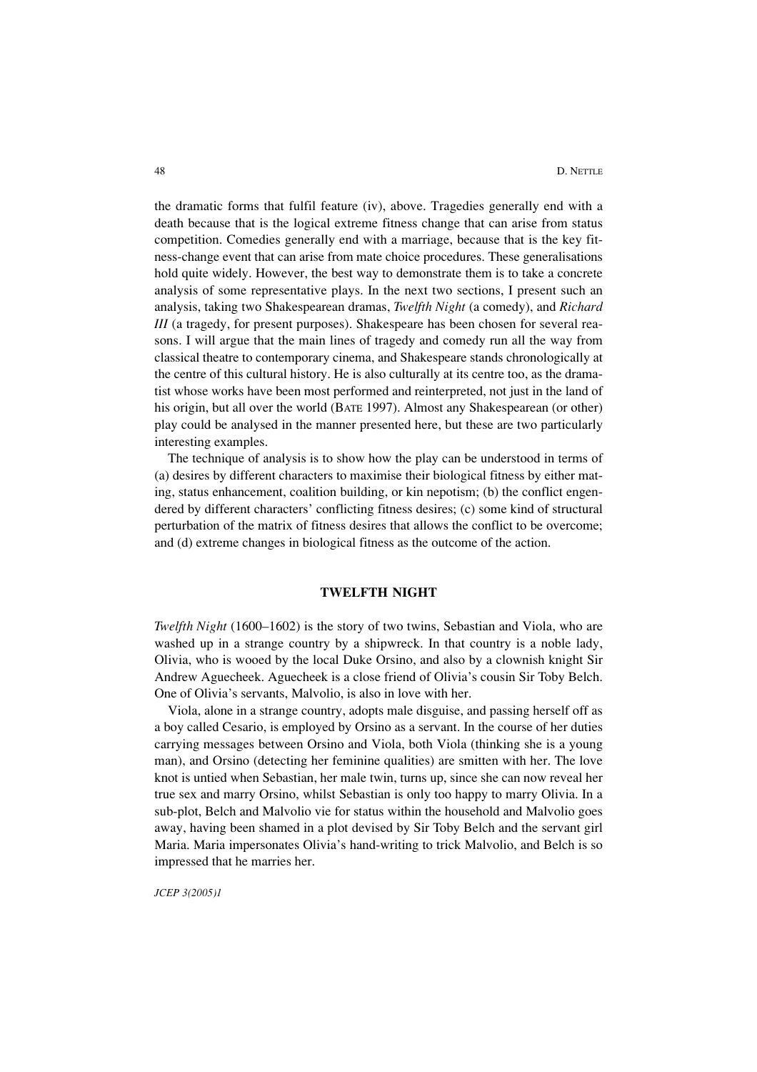the dramatic forms that fulfil feature (iv), above. Tragedies generally end with a death because that is the logical extreme fitness change that can arise from status competition. Comedies generally end with a marriage, because that is the key fitness-change event that can arise from mate choice procedures. These generalisations hold quite widely. However, the best way to demonstrate them is to take a concrete analysis of some representative plays. In the next two sections, I present such an analysis, taking two Shakespearean dramas, *Twelfth Night* (a comedy), and *Richard III* (a tragedy, for present purposes). Shakespeare has been chosen for several reasons. I will argue that the main lines of tragedy and comedy run all the way from classical theatre to contemporary cinema, and Shakespeare stands chronologically at the centre of this cultural history. He is also culturally at its centre too, as the dramatist whose works have been most performed and reinterpreted, not just in the land of his origin, but all over the world (BATE 1997). Almost any Shakespearean (or other) play could be analysed in the manner presented here, but these are two particularly interesting examples.

The technique of analysis is to show how the play can be understood in terms of (a) desires by different characters to maximise their biological fitness by either mating, status enhancement, coalition building, or kin nepotism; (b) the conflict engendered by different characters' conflicting fitness desires; (c) some kind of structural perturbation of the matrix of fitness desires that allows the conflict to be overcome; and (d) extreme changes in biological fitness as the outcome of the action.

## TWELFTH NIGHT

*Twelfth Night* (1600–1602) is the story of two twins, Sebastian and Viola, who are washed up in a strange country by a shipwreck. In that country is a noble lady, Olivia, who is wooed by the local Duke Orsino, and also by a clownish knight Sir Andrew Aguecheek. Aguecheek is a close friend of Olivia's cousin Sir Toby Belch. One of Olivia's servants, Malvolio, is also in love with her.

Viola, alone in a strange country, adopts male disguise, and passing herself off as a boy called Cesario, is employed by Orsino as a servant. In the course of her duties carrying messages between Orsino and Viola, both Viola (thinking she is a young man), and Orsino (detecting her feminine qualities) are smitten with her. The love knot is untied when Sebastian, her male twin, turns up, since she can now reveal her true sex and marry Orsino, whilst Sebastian is only too happy to marry Olivia. In a sub-plot, Belch and Malvolio vie for status within the household and Malvolio goes away, having been shamed in a plot devised by Sir Toby Belch and the servant girl Maria. Maria impersonates Olivia's hand-writing to trick Malvolio, and Belch is so impressed that he marries her.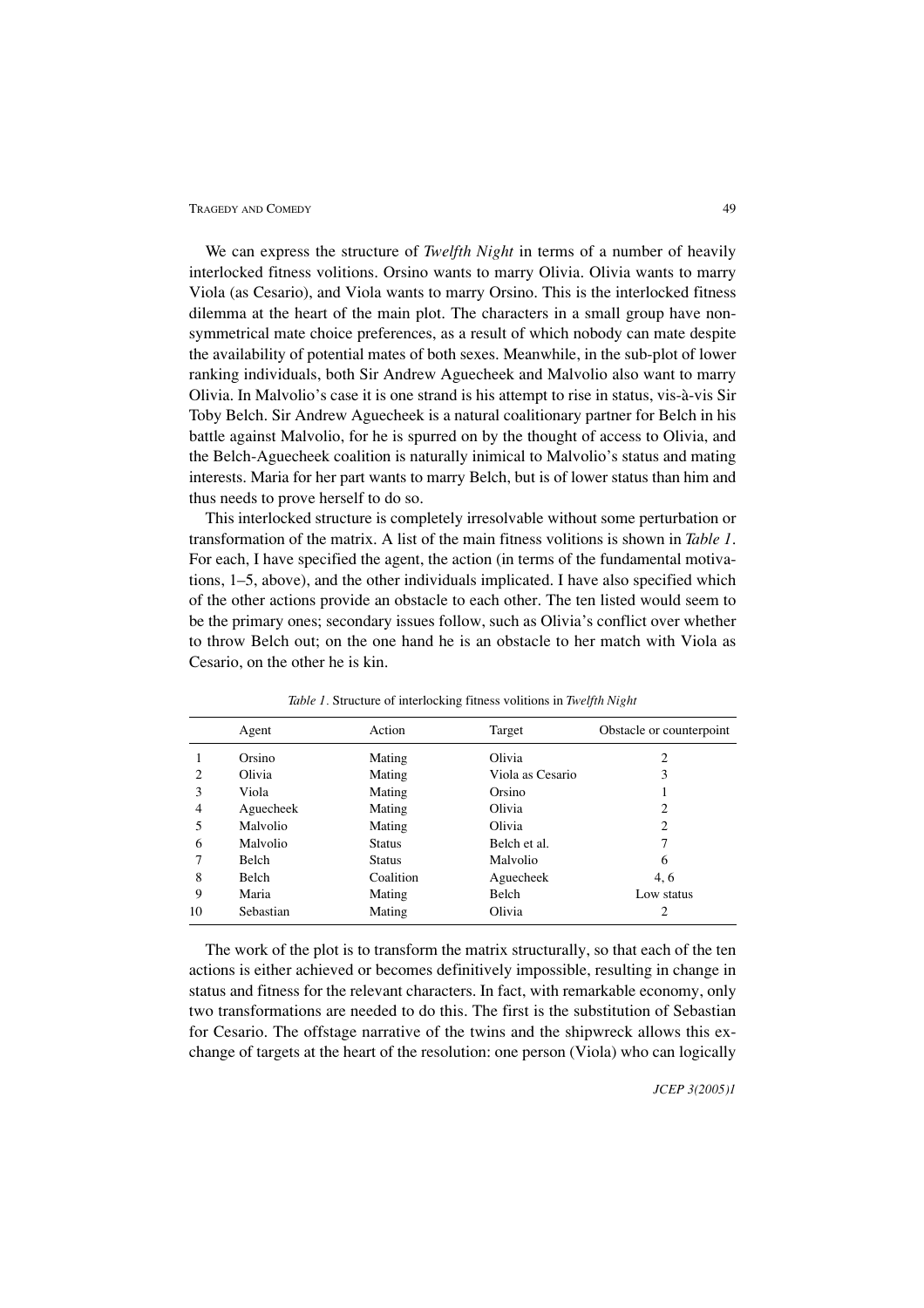We can express the structure of *Twelfth Night* in terms of a number of heavily interlocked fitness volitions. Orsino wants to marry Olivia. Olivia wants to marry Viola (as Cesario), and Viola wants to marry Orsino. This is the interlocked fitness dilemma at the heart of the main plot. The characters in a small group have non-symmetrical mate choice preferences, as a result of which nobody can mate despite the availability of potential mates of both sexes. Meanwhile, in the sub-plot of lower ranking individuals, both Sir Andrew Aguecheek and Malvolio also want to marry Olivia. In Malvolio's case it is one strand is his attempt to rise in status, vis-à-vis Sir Toby Belch. Sir Andrew Aguecheek is a natural coalitionary partner for Belch in his battle against Malvolio, for he is spurred on by the thought of access to Olivia, and the Belch-Aguecheek coalition is naturally inimical to Malvolio's status and mating interests. Maria for her part wants to marry Belch, but is of lower status than him and thus needs to prove herself to do so.

This interlocked structure is completely irresolvable without some perturbation or transformation of the matrix. A list of the main fitness volitions is shown in *Table 1*. For each, I have specified the agent, the action (in terms of the fundamental motivations, 1–5, above), and the other individuals implicated. I have also specified which of the other actions provide an obstacle to each other. The ten listed would seem to be the primary ones; secondary issues follow, such as Olivia's conflict over whether to throw Belch out; on the one hand he is an obstacle to her match with Viola as Cesario, on the other he is kin.

*Table 1*. Structure of interlocking fitness volitions in *Twelfth Night*

| | Agent | Action | Target | Obstacle or counterpoint |
|---|---|---|---|---|
| 1 | Orsino | Mating | Olivia | 2 |
| 2 | Olivia | Mating | Viola as Cesario | 3 |
| 3 | Viola | Mating | Orsino | 1 |
| 4 | Aguecheek | Mating | Olivia | 2 |
| 5 | Malvolio | Mating | Olivia | 2 |
| 6 | Malvolio | Status | Belch et al. | 7 |
| 7 | Belch | Status | Malvolio | 6 |
| 8 | Belch | Coalition | Aguecheek | 4, 6 |
| 9 | Maria | Mating | Belch | Low status |
| 10 | Sebastian | Mating | Olivia | 2 |

The work of the plot is to transform the matrix structurally, so that each of the ten actions is either achieved or becomes definitively impossible, resulting in change in status and fitness for the relevant characters. In fact, with remarkable economy, only two transformations are needed to do this. The first is the substitution of Sebastian for Cesario. The offstage narrative of the twins and the shipwreck allows this exchange of targets at the heart of the resolution: one person (Viola) who can logically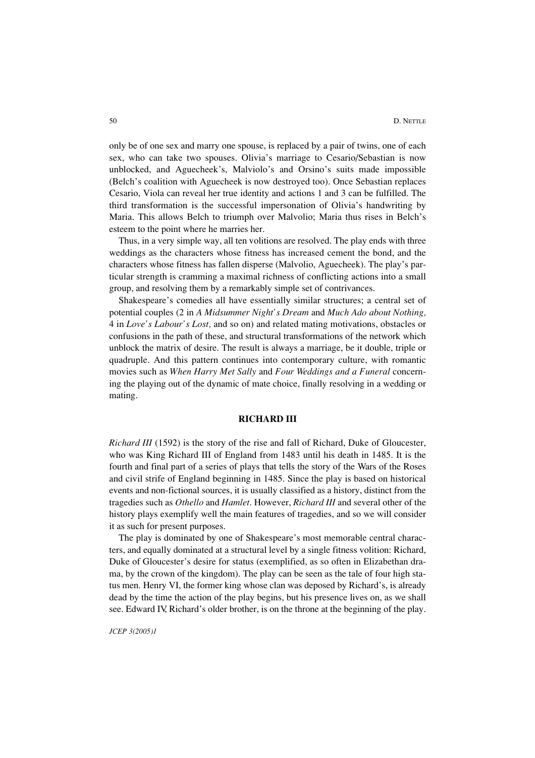only be of one sex and marry one spouse, is replaced by a pair of twins, one of each sex, who can take two spouses. Olivia's marriage to Cesario/Sebastian is now unblocked, and Aguecheek's, Malviolo's and Orsino's suits made impossible (Belch's coalition with Aguecheek is now destroyed too). Once Sebastian replaces Cesario, Viola can reveal her true identity and actions 1 and 3 can be fulfilled. The third transformation is the successful impersonation of Olivia's handwriting by Maria. This allows Belch to triumph over Malvolio; Maria thus rises in Belch's esteem to the point where he marries her.

Thus, in a very simple way, all ten volitions are resolved. The play ends with three weddings as the characters whose fitness has increased cement the bond, and the characters whose fitness has fallen disperse (Malvolio, Aguecheek). The play's particular strength is cramming a maximal richness of conflicting actions into a small group, and resolving them by a remarkably simple set of contrivances.

Shakespeare's comedies all have essentially similar structures; a central set of potential couples (2 in *A Midsummer Night's Dream* and *Much Ado about Nothing,* 4 in *Love's Labour's Lost,* and so on) and related mating motivations, obstacles or confusions in the path of these, and structural transformations of the network which unblock the matrix of desire. The result is always a marriage, be it double, triple or quadruple. And this pattern continues into contemporary culture, with romantic movies such as *When Harry Met Sally* and *Four Weddings and a Funeral* concerning the playing out of the dynamic of mate choice, finally resolving in a wedding or mating.

## RICHARD III

*Richard III* (1592) is the story of the rise and fall of Richard, Duke of Gloucester, who was King Richard III of England from 1483 until his death in 1485. It is the fourth and final part of a series of plays that tells the story of the Wars of the Roses and civil strife of England beginning in 1485. Since the play is based on historical events and non-fictional sources, it is usually classified as a history, distinct from the tragedies such as *Othello* and *Hamlet*. However, *Richard III* and several other of the history plays exemplify well the main features of tragedies, and so we will consider it as such for present purposes.

The play is dominated by one of Shakespeare's most memorable central characters, and equally dominated at a structural level by a single fitness volition: Richard, Duke of Gloucester's desire for status (exemplified, as so often in Elizabethan drama, by the crown of the kingdom). The play can be seen as the tale of four high status men. Henry VI, the former king whose clan was deposed by Richard's, is already dead by the time the action of the play begins, but his presence lives on, as we shall see. Edward IV, Richard's older brother, is on the throne at the beginning of the play.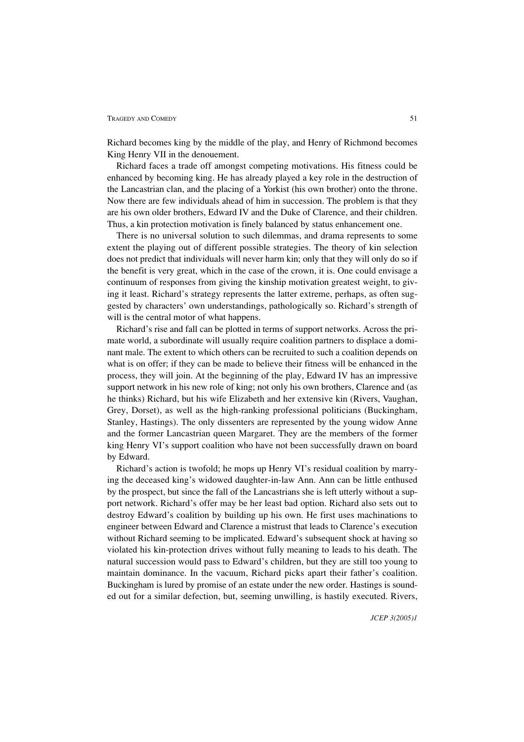Richard becomes king by the middle of the play, and Henry of Richmond becomes King Henry VII in the denouement.

Richard faces a trade off amongst competing motivations. His fitness could be enhanced by becoming king. He has already played a key role in the destruction of the Lancastrian clan, and the placing of a Yorkist (his own brother) onto the throne. Now there are few individuals ahead of him in succession. The problem is that they are his own older brothers, Edward IV and the Duke of Clarence, and their children. Thus, a kin protection motivation is finely balanced by status enhancement one.

There is no universal solution to such dilemmas, and drama represents to some extent the playing out of different possible strategies. The theory of kin selection does not predict that individuals will never harm kin; only that they will only do so if the benefit is very great, which in the case of the crown, it is. One could envisage a continuum of responses from giving the kinship motivation greatest weight, to giving it least. Richard's strategy represents the latter extreme, perhaps, as often suggested by characters' own understandings, pathologically so. Richard's strength of will is the central motor of what happens.

Richard's rise and fall can be plotted in terms of support networks. Across the primate world, a subordinate will usually require coalition partners to displace a dominant male. The extent to which others can be recruited to such a coalition depends on what is on offer; if they can be made to believe their fitness will be enhanced in the process, they will join. At the beginning of the play, Edward IV has an impressive support network in his new role of king; not only his own brothers, Clarence and (as he thinks) Richard, but his wife Elizabeth and her extensive kin (Rivers, Vaughan, Grey, Dorset), as well as the high-ranking professional politicians (Buckingham, Stanley, Hastings). The only dissenters are represented by the young widow Anne and the former Lancastrian queen Margaret. They are the members of the former king Henry VI's support coalition who have not been successfully drawn on board by Edward.

Richard's action is twofold; he mops up Henry VI's residual coalition by marrying the deceased king's widowed daughter-in-law Ann. Ann can be little enthused by the prospect, but since the fall of the Lancastrians she is left utterly without a support network. Richard's offer may be her least bad option. Richard also sets out to destroy Edward's coalition by building up his own. He first uses machinations to engineer between Edward and Clarence a mistrust that leads to Clarence's execution without Richard seeming to be implicated. Edward's subsequent shock at having so violated his kin-protection drives without fully meaning to leads to his death. The natural succession would pass to Edward's children, but they are still too young to maintain dominance. In the vacuum, Richard picks apart their father's coalition. Buckingham is lured by promise of an estate under the new order. Hastings is sounded out for a similar defection, but, seeming unwilling, is hastily executed. Rivers,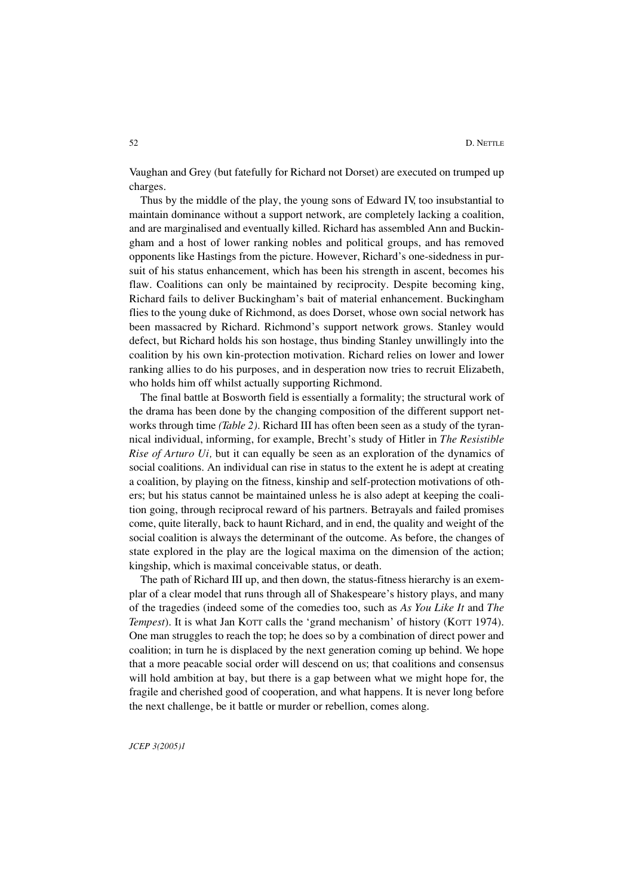Vaughan and Grey (but fatefully for Richard not Dorset) are executed on trumped up charges.

Thus by the middle of the play, the young sons of Edward IV, too insubstantial to maintain dominance without a support network, are completely lacking a coalition, and are marginalised and eventually killed. Richard has assembled Ann and Buckingham and a host of lower ranking nobles and political groups, and has removed opponents like Hastings from the picture. However, Richard's one-sidedness in pursuit of his status enhancement, which has been his strength in ascent, becomes his flaw. Coalitions can only be maintained by reciprocity. Despite becoming king, Richard fails to deliver Buckingham's bait of material enhancement. Buckingham flies to the young duke of Richmond, as does Dorset, whose own social network has been massacred by Richard. Richmond's support network grows. Stanley would defect, but Richard holds his son hostage, thus binding Stanley unwillingly into the coalition by his own kin-protection motivation. Richard relies on lower and lower ranking allies to do his purposes, and in desperation now tries to recruit Elizabeth, who holds him off whilst actually supporting Richmond.

The final battle at Bosworth field is essentially a formality; the structural work of the drama has been done by the changing composition of the different support networks through time *(Table 2)*. Richard III has often been seen as a study of the tyrannical individual, informing, for example, Brecht's study of Hitler in *The Resistible Rise of Arturo Ui,* but it can equally be seen as an exploration of the dynamics of social coalitions. An individual can rise in status to the extent he is adept at creating a coalition, by playing on the fitness, kinship and self-protection motivations of others; but his status cannot be maintained unless he is also adept at keeping the coalition going, through reciprocal reward of his partners. Betrayals and failed promises come, quite literally, back to haunt Richard, and in end, the quality and weight of the social coalition is always the determinant of the outcome. As before, the changes of state explored in the play are the logical maxima on the dimension of the action; kingship, which is maximal conceivable status, or death.

The path of Richard III up, and then down, the status-fitness hierarchy is an exemplar of a clear model that runs through all of Shakespeare's history plays, and many of the tragedies (indeed some of the comedies too, such as *As You Like It* and *The Tempest*). It is what Jan KOTT calls the 'grand mechanism' of history (KOTT 1974). One man struggles to reach the top; he does so by a combination of direct power and coalition; in turn he is displaced by the next generation coming up behind. We hope that a more peacable social order will descend on us; that coalitions and consensus will hold ambition at bay, but there is a gap between what we might hope for, the fragile and cherished good of cooperation, and what happens. It is never long before the next challenge, be it battle or murder or rebellion, comes along.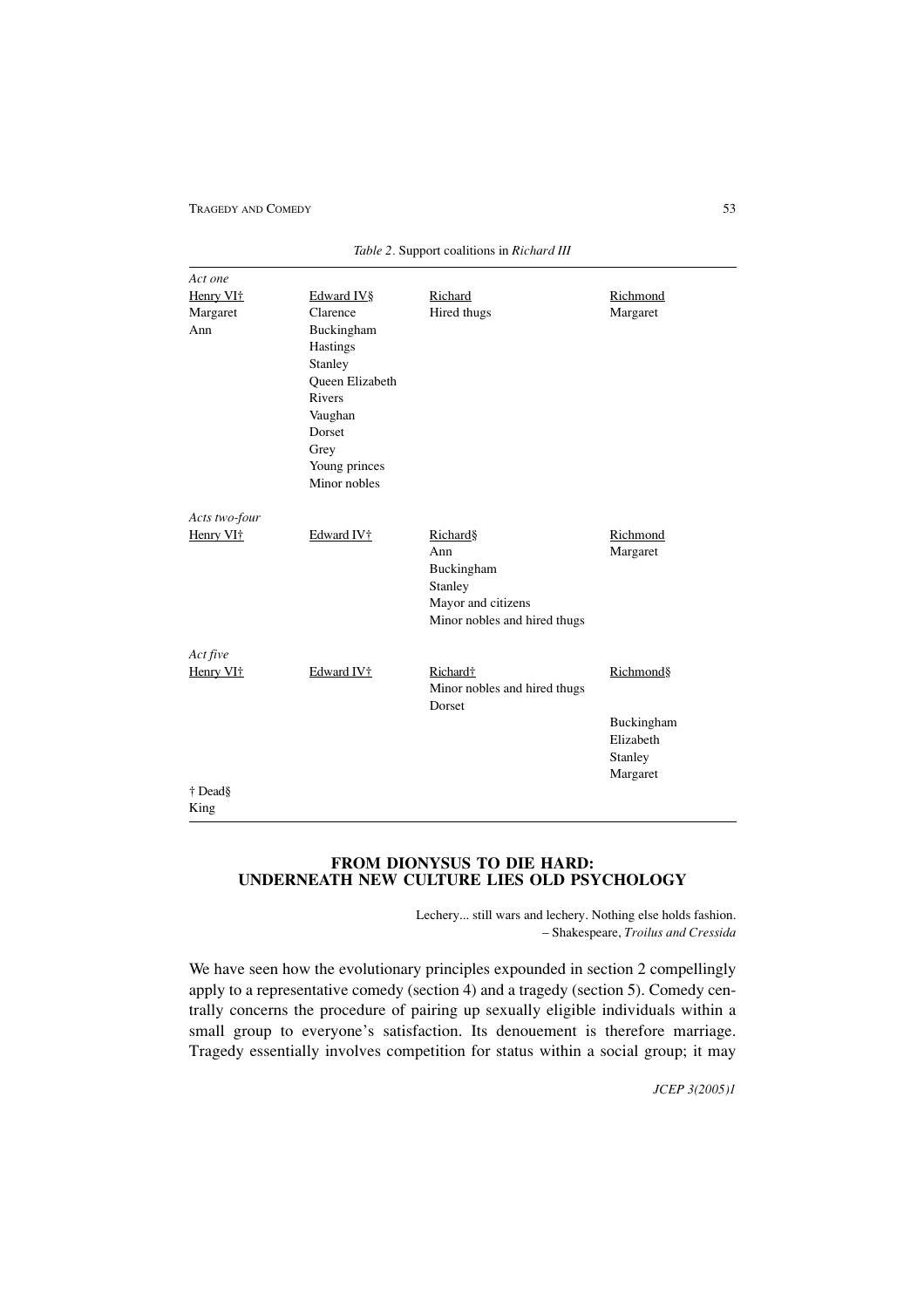*Table 2*. Support coalitions in *Richard III*

| | | | |
|---|---|---|---|
| *Act one* | | | |
| Henry VI† | Edward IV§ | Richard | Richmond |
| Margaret | Clarence | Hired thugs | Margaret |
| Ann | Buckingham | | |
| | Hastings | | |
| | Stanley | | |
| | Queen Elizabeth | | |
| | Rivers | | |
| | Vaughan | | |
| | Dorset | | |
| | Grey | | |
| | Young princes | | |
| | Minor nobles | | |
| *Acts two-four* | | | |
| Henry VI† | Edward IV† | Richard§ | Richmond |
| | | Ann | Margaret |
| | | Buckingham | |
| | | Stanley | |
| | | Mayor and citizens | |
| | | Minor nobles and hired thugs | |
| *Act five* | | | |
| Henry VI† | Edward IV† | Richard† | Richmond§ |
| | | Minor nobles and hired thugs | |
| | | Dorset | |
| | | | Buckingham |
| | | | Elizabeth |
| | | | Stanley |
| | | | Margaret |

† Dead§
King

## FROM DIONYSUS TO DIE HARD: UNDERNEATH NEW CULTURE LIES OLD PSYCHOLOGY

> Lechery... still wars and lechery. Nothing else holds fashion.
> – Shakespeare, *Troilus and Cressida*

We have seen how the evolutionary principles expounded in section 2 compellingly apply to a representative comedy (section 4) and a tragedy (section 5). Comedy centrally concerns the procedure of pairing up sexually eligible individuals within a small group to everyone's satisfaction. Its denouement is therefore marriage. Tragedy essentially involves competition for status within a social group; it may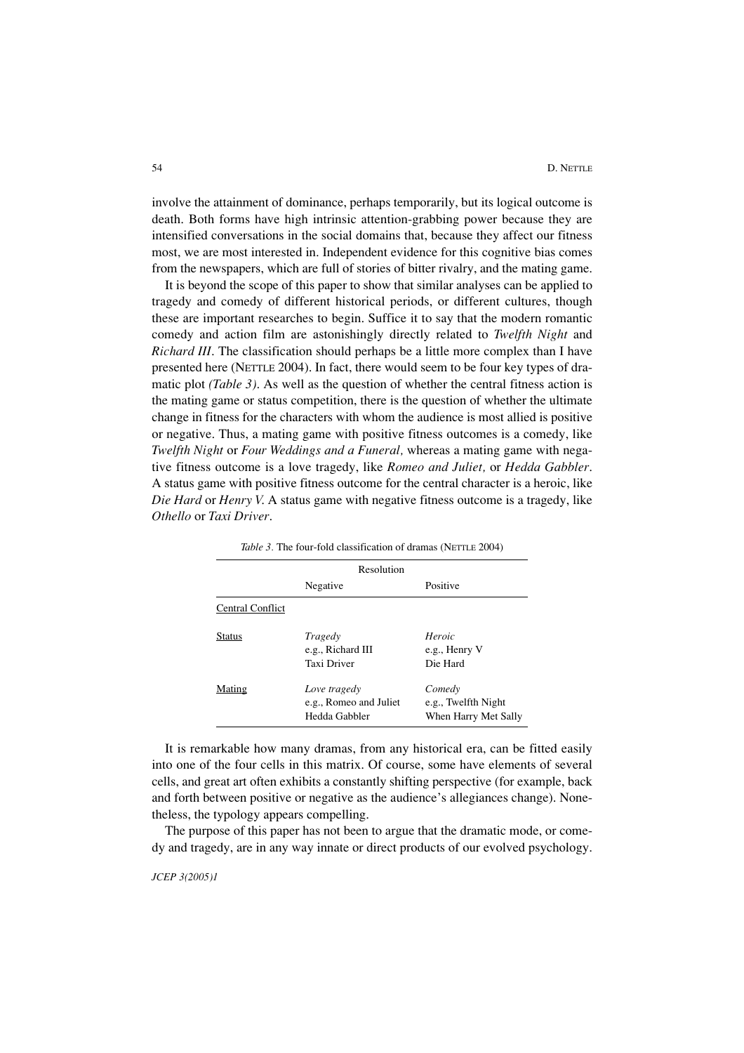involve the attainment of dominance, perhaps temporarily, but its logical outcome is death. Both forms have high intrinsic attention-grabbing power because they are intensified conversations in the social domains that, because they affect our fitness most, we are most interested in. Independent evidence for this cognitive bias comes from the newspapers, which are full of stories of bitter rivalry, and the mating game.

It is beyond the scope of this paper to show that similar analyses can be applied to tragedy and comedy of different historical periods, or different cultures, though these are important researches to begin. Suffice it to say that the modern romantic comedy and action film are astonishingly directly related to *Twelfth Night* and *Richard III*. The classification should perhaps be a little more complex than I have presented here (NETTLE 2004). In fact, there would seem to be four key types of dramatic plot *(Table 3)*. As well as the question of whether the central fitness action is the mating game or status competition, there is the question of whether the ultimate change in fitness for the characters with whom the audience is most allied is positive or negative. Thus, a mating game with positive fitness outcomes is a comedy, like *Twelfth Night* or *Four Weddings and a Funeral,* whereas a mating game with negative fitness outcome is a love tragedy, like *Romeo and Juliet,* or *Hedda Gabbler*. A status game with positive fitness outcome for the central character is a heroic, like *Die Hard* or *Henry V.* A status game with negative fitness outcome is a tragedy, like *Othello* or *Taxi Driver*.

*Table 3.* The four-fold classification of dramas (NETTLE 2004)

| | Resolution | |
|---|---|---|
| | Negative | Positive |
| Central Conflict | | |
| Status | *Tragedy*<br>e.g., Richard III<br>Taxi Driver | *Heroic*<br>e.g., Henry V<br>Die Hard |
| Mating | *Love tragedy*<br>e.g., Romeo and Juliet<br>Hedda Gabbler | *Comedy*<br>e.g., Twelfth Night<br>When Harry Met Sally |

It is remarkable how many dramas, from any historical era, can be fitted easily into one of the four cells in this matrix. Of course, some have elements of several cells, and great art often exhibits a constantly shifting perspective (for example, back and forth between positive or negative as the audience's allegiances change). Nonetheless, the typology appears compelling.

The purpose of this paper has not been to argue that the dramatic mode, or comedy and tragedy, are in any way innate or direct products of our evolved psychology.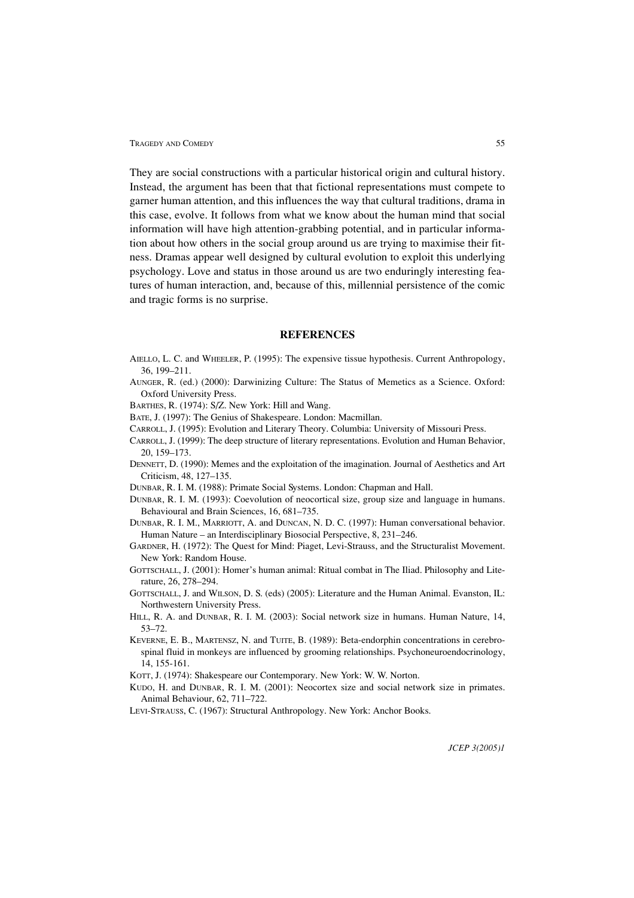They are social constructions with a particular historical origin and cultural history. Instead, the argument has been that that fictional representations must compete to garner human attention, and this influences the way that cultural traditions, drama in this case, evolve. It follows from what we know about the human mind that social information will have high attention-grabbing potential, and in particular information about how others in the social group around us are trying to maximise their fitness. Dramas appear well designed by cultural evolution to exploit this underlying psychology. Love and status in those around us are two enduringly interesting features of human interaction, and, because of this, millennial persistence of the comic and tragic forms is no surprise.

## REFERENCES

AIELLO, L. C. and WHEELER, P. (1995): The expensive tissue hypothesis. Current Anthropology, 36, 199–211.

AUNGER, R. (ed.) (2000): Darwinizing Culture: The Status of Memetics as a Science. Oxford: Oxford University Press.

BARTHES, R. (1974): S/Z. New York: Hill and Wang.

BATE, J. (1997): The Genius of Shakespeare. London: Macmillan.

CARROLL, J. (1995): Evolution and Literary Theory. Columbia: University of Missouri Press.

CARROLL, J. (1999): The deep structure of literary representations. Evolution and Human Behavior, 20, 159–173.

DENNETT, D. (1990): Memes and the exploitation of the imagination. Journal of Aesthetics and Art Criticism, 48, 127–135.

DUNBAR, R. I. M. (1988): Primate Social Systems. London: Chapman and Hall.

DUNBAR, R. I. M. (1993): Coevolution of neocortical size, group size and language in humans. Behavioural and Brain Sciences, 16, 681–735.

DUNBAR, R. I. M., MARRIOTT, A. and DUNCAN, N. D. C. (1997): Human conversational behavior. Human Nature – an Interdisciplinary Biosocial Perspective, 8, 231–246.

GARDNER, H. (1972): The Quest for Mind: Piaget, Levi-Strauss, and the Structuralist Movement. New York: Random House.

GOTTSCHALL, J. (2001): Homer's human animal: Ritual combat in The Iliad. Philosophy and Literature, 26, 278–294.

GOTTSCHALL, J. and WILSON, D. S. (eds) (2005): Literature and the Human Animal. Evanston, IL: Northwestern University Press.

HILL, R. A. and DUNBAR, R. I. M. (2003): Social network size in humans. Human Nature, 14, 53–72.

KEVERNE, E. B., MARTENSZ, N. and TUITE, B. (1989): Beta-endorphin concentrations in cerebrospinal fluid in monkeys are influenced by grooming relationships. Psychoneuroendocrinology, 14, 155-161.

KOTT, J. (1974): Shakespeare our Contemporary. New York: W. W. Norton.

KUDO, H. and DUNBAR, R. I. M. (2001): Neocortex size and social network size in primates. Animal Behaviour, 62, 711–722.

LEVI-STRAUSS, C. (1967): Structural Anthropology. New York: Anchor Books.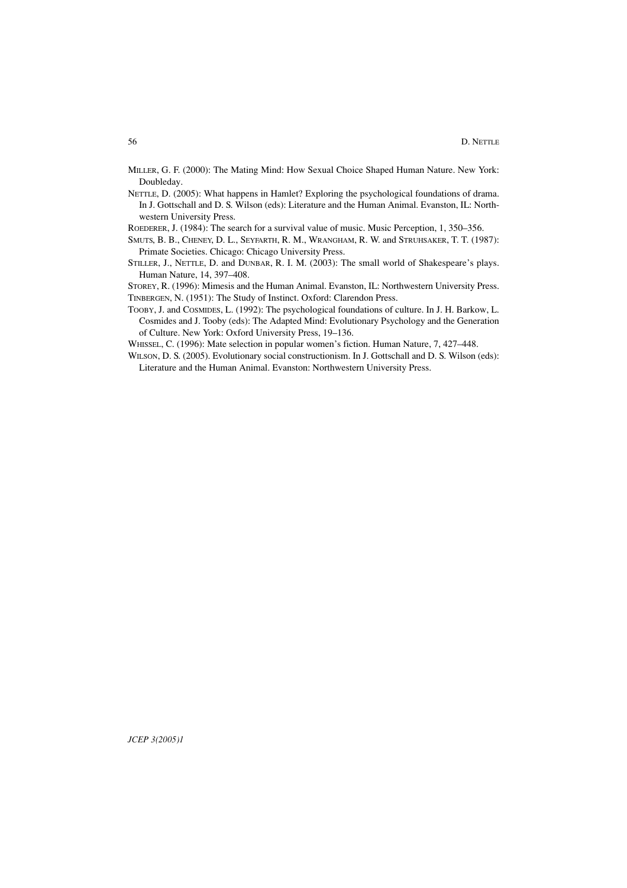Miller, G. F. (2000): The Mating Mind: How Sexual Choice Shaped Human Nature. New York: Doubleday.

Nettle, D. (2005): What happens in Hamlet? Exploring the psychological foundations of drama. In J. Gottschall and D. S. Wilson (eds): Literature and the Human Animal. Evanston, IL: Northwestern University Press.

Roederer, J. (1984): The search for a survival value of music. Music Perception, 1, 350–356.

Smuts, B. B., Cheney, D. L., Seyfarth, R. M., Wrangham, R. W. and Struhsaker, T. T. (1987): Primate Societies. Chicago: Chicago University Press.

Stiller, J., Nettle, D. and Dunbar, R. I. M. (2003): The small world of Shakespeare's plays. Human Nature, 14, 397–408.

Storey, R. (1996): Mimesis and the Human Animal. Evanston, IL: Northwestern University Press.

Tinbergen, N. (1951): The Study of Instinct. Oxford: Clarendon Press.

Tooby, J. and Cosmides, L. (1992): The psychological foundations of culture. In J. H. Barkow, L. Cosmides and J. Tooby (eds): The Adapted Mind: Evolutionary Psychology and the Generation of Culture. New York: Oxford University Press, 19–136.

Whissel, C. (1996): Mate selection in popular women's fiction. Human Nature, 7, 427–448.

Wilson, D. S. (2005). Evolutionary social constructionism. In J. Gottschall and D. S. Wilson (eds): Literature and the Human Animal. Evanston: Northwestern University Press.